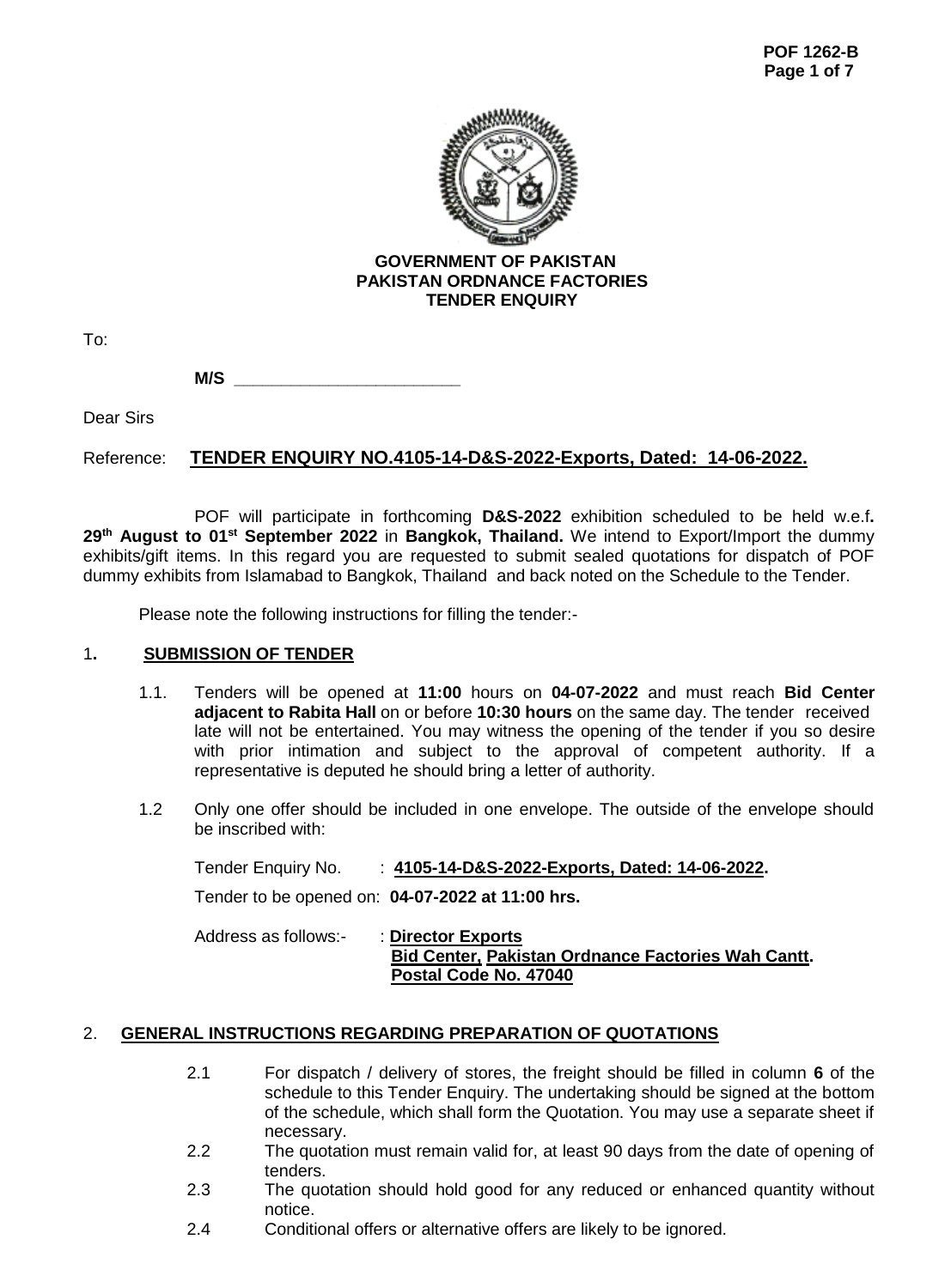POF 1262-B

**GOVERNMENT OF PAKISTAN**
**PAKISTAN ORDNANCE FACTORIES**
**TENDER ENQUIRY**

To:

**M/S \_\_\_\_\_\_\_\_\_\_\_\_\_\_\_\_\_\_\_\_\_\_\_\_**

Dear Sirs

Reference: **TENDER ENQUIRY NO.4105-14-D&S-2022-Exports, Dated: 14-06-2022.**

POF will participate in forthcoming **D&S-2022** exhibition scheduled to be held w.e.f**. 29th August to 01st September 2022** in **Bangkok, Thailand.** We intend to Export/Import the dummy exhibits/gift items. In this regard you are requested to submit sealed quotations for dispatch of POF dummy exhibits from Islamabad to Bangkok, Thailand and back noted on the Schedule to the Tender.

Please note the following instructions for filling the tender:-

## 1. SUBMISSION OF TENDER

1.1. Tenders will be opened at **11:00** hours on **04-07-2022** and must reach **Bid Center adjacent to Rabita Hall** on or before **10:30 hours** on the same day. The tender received late will not be entertained. You may witness the opening of the tender if you so desire with prior intimation and subject to the approval of competent authority. If a representative is deputed he should bring a letter of authority.

1.2 Only one offer should be included in one envelope. The outside of the envelope should be inscribed with:

Tender Enquiry No. : **4105-14-D&S-2022-Exports, Dated: 14-06-2022.**

Tender to be opened on: **04-07-2022 at 11:00 hrs.**

Address as follows:- : **Director Exports**
**Bid Center, Pakistan Ordnance Factories Wah Cantt.**
**Postal Code No. 47040**

## 2. GENERAL INSTRUCTIONS REGARDING PREPARATION OF QUOTATIONS

2.1 For dispatch / delivery of stores, the freight should be filled in column **6** of the schedule to this Tender Enquiry. The undertaking should be signed at the bottom of the schedule, which shall form the Quotation. You may use a separate sheet if necessary.

2.2 The quotation must remain valid for, at least 90 days from the date of opening of tenders.

2.3 The quotation should hold good for any reduced or enhanced quantity without notice.

2.4 Conditional offers or alternative offers are likely to be ignored.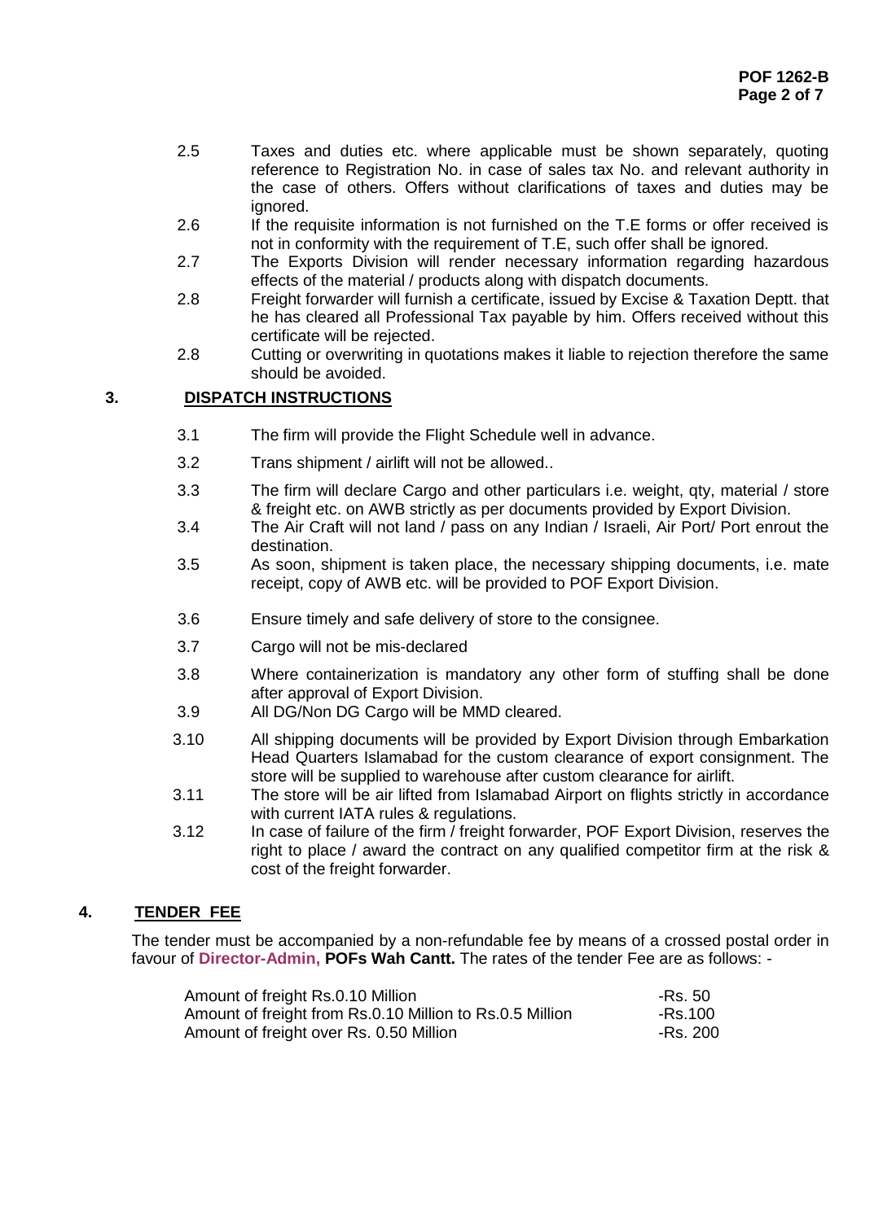2.5 Taxes and duties etc. where applicable must be shown separately, quoting reference to Registration No. in case of sales tax No. and relevant authority in the case of others. Offers without clarifications of taxes and duties may be ignored.

2.6 If the requisite information is not furnished on the T.E forms or offer received is not in conformity with the requirement of T.E, such offer shall be ignored.

2.7 The Exports Division will render necessary information regarding hazardous effects of the material / products along with dispatch documents.

2.8 Freight forwarder will furnish a certificate, issued by Excise & Taxation Deptt. that he has cleared all Professional Tax payable by him. Offers received without this certificate will be rejected.

2.8 Cutting or overwriting in quotations makes it liable to rejection therefore the same should be avoided.

## 3. DISPATCH INSTRUCTIONS

3.1 The firm will provide the Flight Schedule well in advance.

3.2 Trans shipment / airlift will not be allowed..

3.3 The firm will declare Cargo and other particulars i.e. weight, qty, material / store & freight etc. on AWB strictly as per documents provided by Export Division.

3.4 The Air Craft will not land / pass on any Indian / Israeli, Air Port/ Port enrout the destination.

3.5 As soon, shipment is taken place, the necessary shipping documents, i.e. mate receipt, copy of AWB etc. will be provided to POF Export Division.

3.6 Ensure timely and safe delivery of store to the consignee.

3.7 Cargo will not be mis-declared

3.8 Where containerization is mandatory any other form of stuffing shall be done after approval of Export Division.

3.9 All DG/Non DG Cargo will be MMD cleared.

3.10 All shipping documents will be provided by Export Division through Embarkation Head Quarters Islamabad for the custom clearance of export consignment. The store will be supplied to warehouse after custom clearance for airlift.

3.11 The store will be air lifted from Islamabad Airport on flights strictly in accordance with current IATA rules & regulations.

3.12 In case of failure of the firm / freight forwarder, POF Export Division, reserves the right to place / award the contract on any qualified competitor firm at the risk & cost of the freight forwarder.

## 4. TENDER FEE

The tender must be accompanied by a non-refundable fee by means of a crossed postal order in favour of **Director-Admin, POFs Wah Cantt.** The rates of the tender Fee are as follows: -

| | |
|---|---|
| Amount of freight Rs.0.10 Million | -Rs. 50 |
| Amount of freight from Rs.0.10 Million to Rs.0.5 Million | -Rs.100 |
| Amount of freight over Rs. 0.50 Million | -Rs. 200 |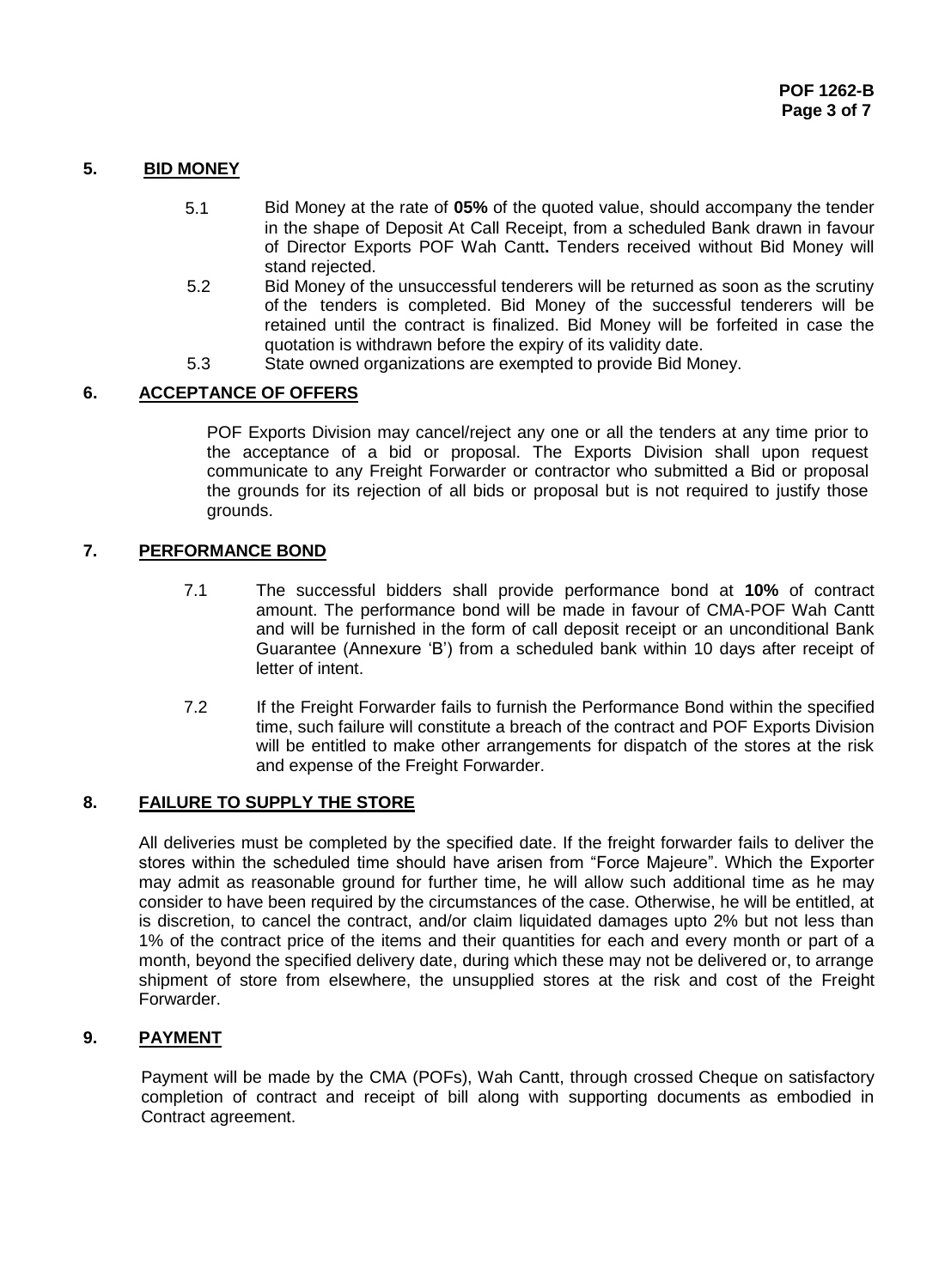## 5. BID MONEY

5.1 Bid Money at the rate of **05%** of the quoted value, should accompany the tender in the shape of Deposit At Call Receipt, from a scheduled Bank drawn in favour of Director Exports POF Wah Cantt**.** Tenders received without Bid Money will stand rejected.

5.2 Bid Money of the unsuccessful tenderers will be returned as soon as the scrutiny of the tenders is completed. Bid Money of the successful tenderers will be retained until the contract is finalized. Bid Money will be forfeited in case the quotation is withdrawn before the expiry of its validity date.

5.3 State owned organizations are exempted to provide Bid Money.

## 6. ACCEPTANCE OF OFFERS

POF Exports Division may cancel/reject any one or all the tenders at any time prior to the acceptance of a bid or proposal. The Exports Division shall upon request communicate to any Freight Forwarder or contractor who submitted a Bid or proposal the grounds for its rejection of all bids or proposal but is not required to justify those grounds.

## 7. PERFORMANCE BOND

7.1 The successful bidders shall provide performance bond at **10%** of contract amount. The performance bond will be made in favour of CMA-POF Wah Cantt and will be furnished in the form of call deposit receipt or an unconditional Bank Guarantee (Annexure 'B') from a scheduled bank within 10 days after receipt of letter of intent.

7.2 If the Freight Forwarder fails to furnish the Performance Bond within the specified time, such failure will constitute a breach of the contract and POF Exports Division will be entitled to make other arrangements for dispatch of the stores at the risk and expense of the Freight Forwarder.

## 8. FAILURE TO SUPPLY THE STORE

All deliveries must be completed by the specified date. If the freight forwarder fails to deliver the stores within the scheduled time should have arisen from "Force Majeure". Which the Exporter may admit as reasonable ground for further time, he will allow such additional time as he may consider to have been required by the circumstances of the case. Otherwise, he will be entitled, at is discretion, to cancel the contract, and/or claim liquidated damages upto 2% but not less than 1% of the contract price of the items and their quantities for each and every month or part of a month, beyond the specified delivery date, during which these may not be delivered or, to arrange shipment of store from elsewhere, the unsupplied stores at the risk and cost of the Freight Forwarder.

## 9. PAYMENT

Payment will be made by the CMA (POFs), Wah Cantt, through crossed Cheque on satisfactory completion of contract and receipt of bill along with supporting documents as embodied in Contract agreement.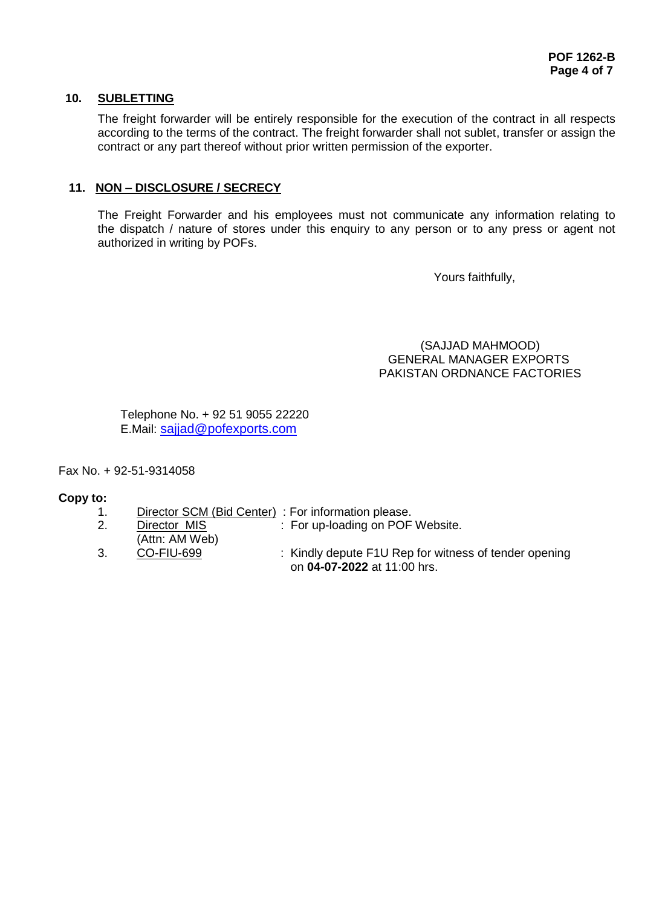## 10. SUBLETTING

The freight forwarder will be entirely responsible for the execution of the contract in all respects according to the terms of the contract. The freight forwarder shall not sublet, transfer or assign the contract or any part thereof without prior written permission of the exporter.

## 11. NON – DISCLOSURE / SECRECY

The Freight Forwarder and his employees must not communicate any information relating to the dispatch / nature of stores under this enquiry to any person or to any press or agent not authorized in writing by POFs.

Yours faithfully,

(SAJJAD MAHMOOD)
GENERAL MANAGER EXPORTS
PAKISTAN ORDNANCE FACTORIES

Telephone No. + 92 51 9055 22220
E.Mail: sajjad@pofexports.com

Fax No. + 92-51-9314058

**Copy to:**

1. Director SCM (Bid Center) : For information please.
2. Director MIS (Attn: AM Web) : For up-loading on POF Website.
3. CO-FIU-699 : Kindly depute F1U Rep for witness of tender opening on **04-07-2022** at 11:00 hrs.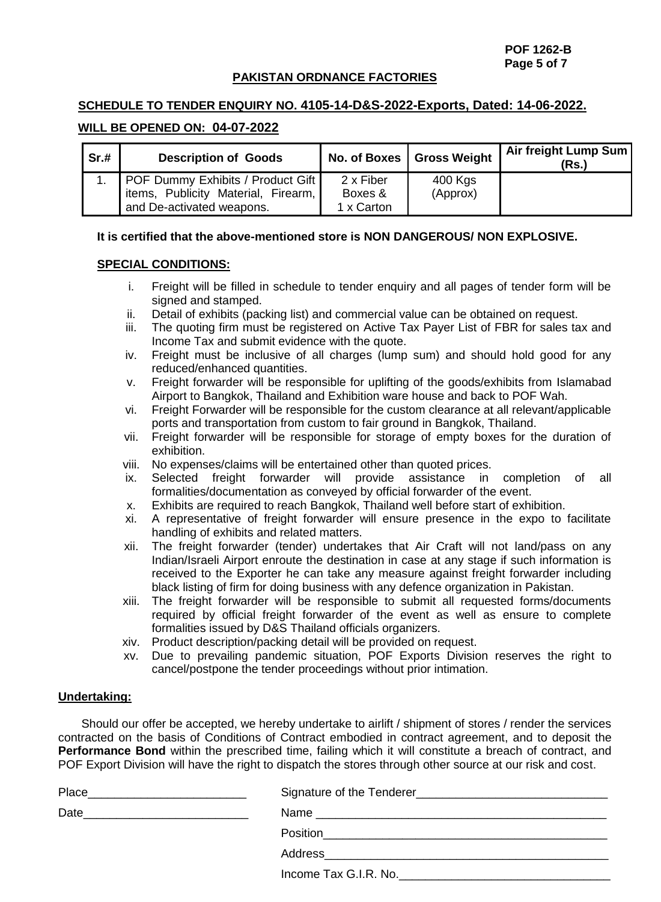**POF 1262-B**

## PAKISTAN ORDNANCE FACTORIES

**SCHEDULE TO TENDER ENQUIRY NO. 4105-14-D&S-2022-Exports, Dated: 14-06-2022.**

**WILL BE OPENED ON: 04-07-2022**

| Sr.# | Description of Goods | No. of Boxes | Gross Weight | Air freight Lump Sum (Rs.) |
|---|---|---|---|---|
| 1. | POF Dummy Exhibits / Product Gift items, Publicity Material, Firearm, and De-activated weapons. | 2 x Fiber Boxes & 1 x Carton | 400 Kgs (Approx) | |

**It is certified that the above-mentioned store is NON DANGEROUS/ NON EXPLOSIVE.**

**SPECIAL CONDITIONS:**

i. Freight will be filled in schedule to tender enquiry and all pages of tender form will be signed and stamped.
ii. Detail of exhibits (packing list) and commercial value can be obtained on request.
iii. The quoting firm must be registered on Active Tax Payer List of FBR for sales tax and Income Tax and submit evidence with the quote.
iv. Freight must be inclusive of all charges (lump sum) and should hold good for any reduced/enhanced quantities.
v. Freight forwarder will be responsible for uplifting of the goods/exhibits from Islamabad Airport to Bangkok, Thailand and Exhibition ware house and back to POF Wah.
vi. Freight Forwarder will be responsible for the custom clearance at all relevant/applicable ports and transportation from custom to fair ground in Bangkok, Thailand.
vii. Freight forwarder will be responsible for storage of empty boxes for the duration of exhibition.
viii. No expenses/claims will be entertained other than quoted prices.
ix. Selected freight forwarder will provide assistance in completion of all formalities/documentation as conveyed by official forwarder of the event.
x. Exhibits are required to reach Bangkok, Thailand well before start of exhibition.
xi. A representative of freight forwarder will ensure presence in the expo to facilitate handling of exhibits and related matters.
xii. The freight forwarder (tender) undertakes that Air Craft will not land/pass on any Indian/Israeli Airport enroute the destination in case at any stage if such information is received to the Exporter he can take any measure against freight forwarder including black listing of firm for doing business with any defence organization in Pakistan.
xiii. The freight forwarder will be responsible to submit all requested forms/documents required by official freight forwarder of the event as well as ensure to complete formalities issued by D&S Thailand officials organizers.
xiv. Product description/packing detail will be provided on request.
xv. Due to prevailing pandemic situation, POF Exports Division reserves the right to cancel/postpone the tender proceedings without prior intimation.

**Undertaking:**

Should our offer be accepted, we hereby undertake to airlift / shipment of stores / render the services contracted on the basis of Conditions of Contract embodied in contract agreement, and to deposit the **Performance Bond** within the prescribed time, failing which it will constitute a breach of contract, and POF Export Division will have the right to dispatch the stores through other source at our risk and cost.

Place________________________ Signature of the Tenderer____________________________

Date_________________________ Name ____________________________________________

Position__________________________________________

Address__________________________________________

Income Tax G.I.R. No.________________________________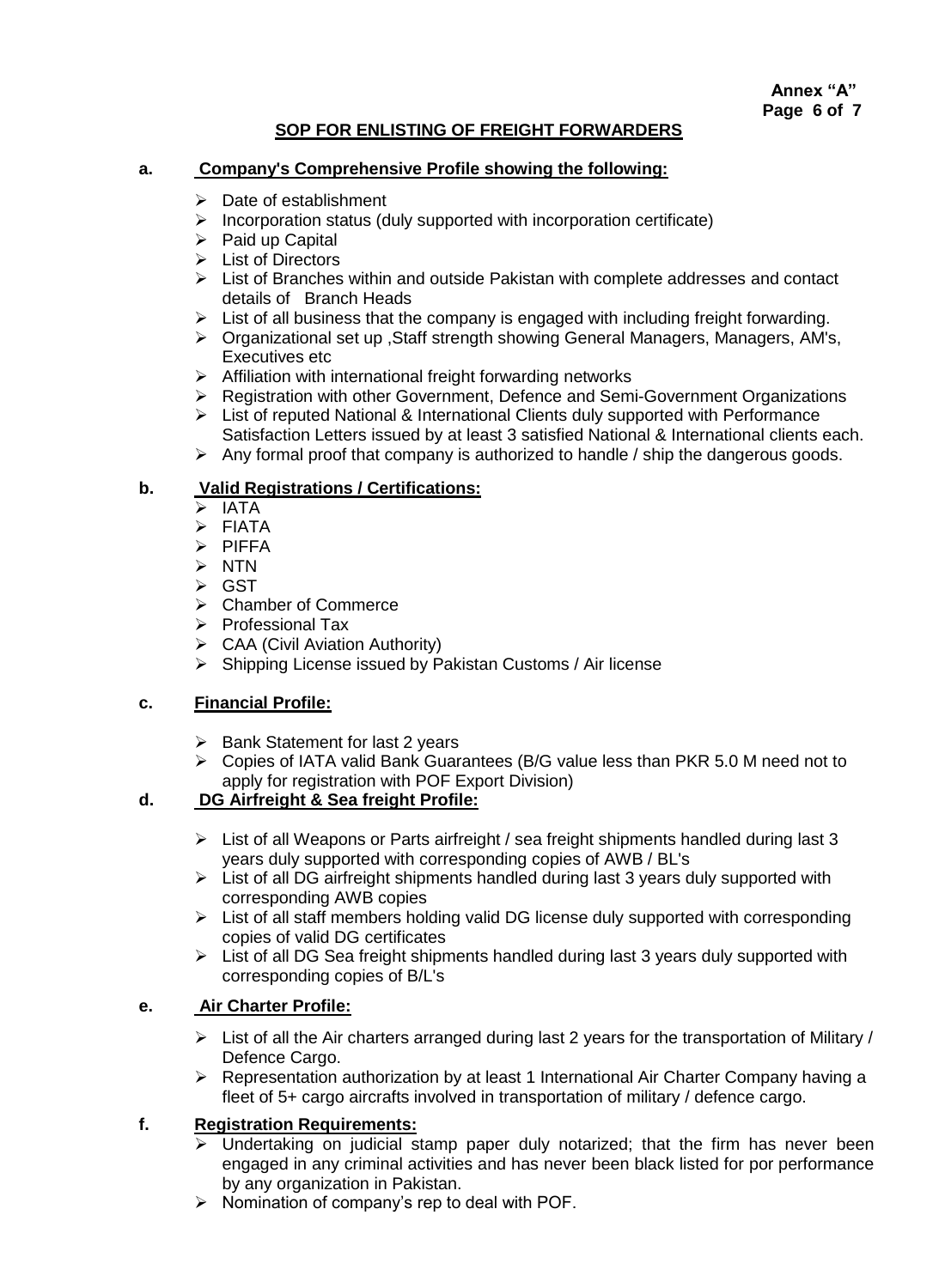**Annex "A"**

## SOP FOR ENLISTING OF FREIGHT FORWARDERS

**a. Company's Comprehensive Profile showing the following:**

- Date of establishment
- Incorporation status (duly supported with incorporation certificate)
- Paid up Capital
- List of Directors
- List of Branches within and outside Pakistan with complete addresses and contact details of Branch Heads
- List of all business that the company is engaged with including freight forwarding.
- Organizational set up ,Staff strength showing General Managers, Managers, AM's, Executives etc
- Affiliation with international freight forwarding networks
- Registration with other Government, Defence and Semi-Government Organizations
- List of reputed National & International Clients duly supported with Performance Satisfaction Letters issued by at least 3 satisfied National & International clients each.
- Any formal proof that company is authorized to handle / ship the dangerous goods.

**b. Valid Registrations / Certifications:**

- IATA
- FIATA
- PIFFA
- NTN
- GST
- Chamber of Commerce
- Professional Tax
- CAA (Civil Aviation Authority)
- Shipping License issued by Pakistan Customs / Air license

**c. Financial Profile:**

- Bank Statement for last 2 years
- Copies of IATA valid Bank Guarantees (B/G value less than PKR 5.0 M need not to apply for registration with POF Export Division)

**d. DG Airfreight & Sea freight Profile:**

- List of all Weapons or Parts airfreight / sea freight shipments handled during last 3 years duly supported with corresponding copies of AWB / BL's
- List of all DG airfreight shipments handled during last 3 years duly supported with corresponding AWB copies
- List of all staff members holding valid DG license duly supported with corresponding copies of valid DG certificates
- List of all DG Sea freight shipments handled during last 3 years duly supported with corresponding copies of B/L's

**e. Air Charter Profile:**

- List of all the Air charters arranged during last 2 years for the transportation of Military / Defence Cargo.
- Representation authorization by at least 1 International Air Charter Company having a fleet of 5+ cargo aircrafts involved in transportation of military / defence cargo.

**f. Registration Requirements:**

- Undertaking on judicial stamp paper duly notarized; that the firm has never been engaged in any criminal activities and has never been black listed for por performance by any organization in Pakistan.
- Nomination of company's rep to deal with POF.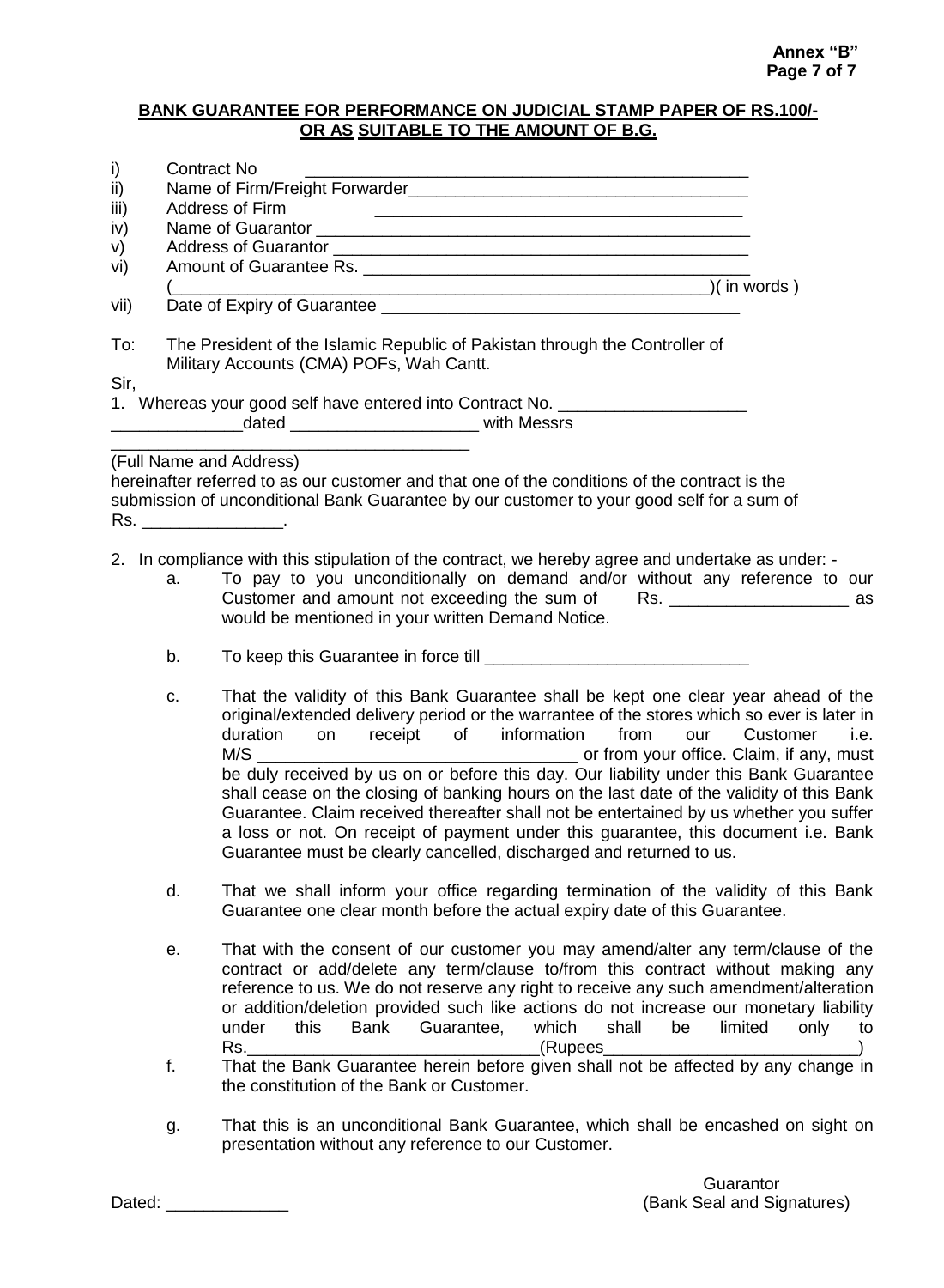**Annex "B"**

## BANK GUARANTEE FOR PERFORMANCE ON JUDICIAL STAMP PAPER OF RS.100/- OR AS SUITABLE TO THE AMOUNT OF B.G.

i) Contract No ______________________________________________

ii) Name of Firm/Freight Forwarder____________________________________

iii) Address of Firm ____________________________________

iv) Name of Guarantor ___________________________________________

v) Address of Guarantor _________________________________________

vi) Amount of Guarantee Rs. _______________________________________

(____________________________________________________)( in words )

vii) Date of Expiry of Guarantee ____________________________________

To: The President of the Islamic Republic of Pakistan through the Controller of Military Accounts (CMA) POFs, Wah Cantt.

Sir,

1. Whereas your good self have entered into Contract No. ____________________ ______________dated ____________________ with Messrs ________________________________________

(Full Name and Address)

hereinafter referred to as our customer and that one of the conditions of the contract is the submission of unconditional Bank Guarantee by our customer to your good self for a sum of Rs. _______________.

2. In compliance with this stipulation of the contract, we hereby agree and undertake as under: -

   a. To pay to you unconditionally on demand and/or without any reference to our Customer and amount not exceeding the sum of Rs. ___________________ as would be mentioned in your written Demand Notice.

   b. To keep this Guarantee in force till ____________________________

   c. That the validity of this Bank Guarantee shall be kept one clear year ahead of the original/extended delivery period or the warrantee of the stores which so ever is later in duration on receipt of information from our Customer i.e. M/S __________________________________ or from your office. Claim, if any, must be duly received by us on or before this day. Our liability under this Bank Guarantee shall cease on the closing of banking hours on the last date of the validity of this Bank Guarantee. Claim received thereafter shall not be entertained by us whether you suffer a loss or not. On receipt of payment under this guarantee, this document i.e. Bank Guarantee must be clearly cancelled, discharged and returned to us.

   d. That we shall inform your office regarding termination of the validity of this Bank Guarantee one clear month before the actual expiry date of this Guarantee.

   e. That with the consent of our customer you may amend/alter any term/clause of the contract or add/delete any term/clause to/from this contract without making any reference to us. We do not reserve any right to receive any such amendment/alteration or addition/deletion provided such like actions do not increase our monetary liability under this Bank Guarantee, which shall be limited only to Rs.______________________________(Rupees___________________________)

   f. That the Bank Guarantee herein before given shall not be affected by any change in the constitution of the Bank or Customer.

   g. That this is an unconditional Bank Guarantee, which shall be encashed on sight on presentation without any reference to our Customer.

Dated: _____________

Guarantor
(Bank Seal and Signatures)